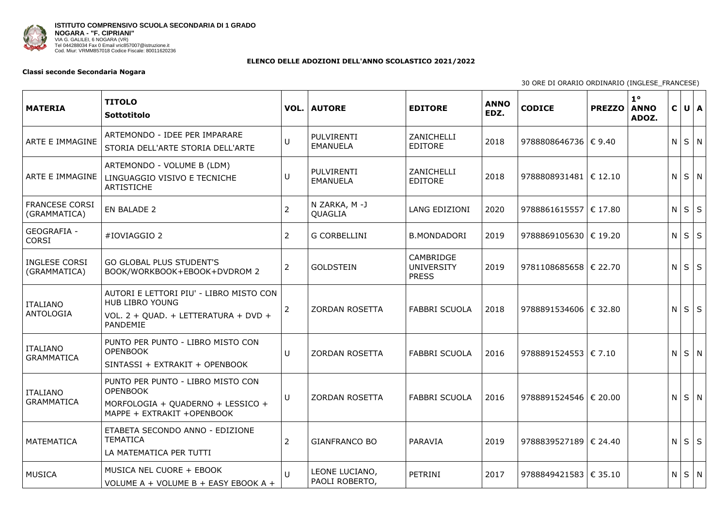**ISTITUTO COMPRENSIVO SCUOLA SECONDARIA DI 1 GRADO**
**NOGARA - "F. CIPRIANI"**
VIA G. GALILEI, 6 NOGARA (VR)
Tel 044288034 Fax 0 Email vric857007@istruzione.it
Cod. Miur: VRMM857018 Codice Fiscale: 80011620236

## ELENCO DELLE ADOZIONI DELL'ANNO SCOLASTICO 2021/2022

**Classi seconde Secondaria Nogara**

30 ORE DI ORARIO ORDINARIO (INGLESE_FRANCESE)

| MATERIA | TITOLO<br>Sottotitolo | VOL. | AUTORE | EDITORE | ANNO EDZ. | CODICE | PREZZO | 1° ANNO ADOZ. | C | U | A |
|---|---|---|---|---|---|---|---|---|---|---|---|
| ARTE E IMMAGINE | ARTEMONDO - IDEE PER IMPARARE<br>STORIA DELL'ARTE STORIA DELL'ARTE | U | PULVIRENTI EMANUELA | ZANICHELLI EDITORE | 2018 | 9788808646736 | € 9.40 | | N | S | N |
| ARTE E IMMAGINE | ARTEMONDO - VOLUME B (LDM)<br>LINGUAGGIO VISIVO E TECNICHE ARTISTICHE | U | PULVIRENTI EMANUELA | ZANICHELLI EDITORE | 2018 | 9788808931481 | € 12.10 | | N | S | N |
| FRANCESE CORSI (GRAMMATICA) | EN BALADE 2 | 2 | N ZARKA, M -J QUAGLIA | LANG EDIZIONI | 2020 | 9788861615557 | € 17.80 | | N | S | S |
| GEOGRAFIA - CORSI | #IOVIAGGIO 2 | 2 | G CORBELLINI | B.MONDADORI | 2019 | 9788869105630 | € 19.20 | | N | S | S |
| INGLESE CORSI (GRAMMATICA) | GO GLOBAL PLUS STUDENT'S BOOK/WORKBOOK+EBOOK+DVDROM 2 | 2 | GOLDSTEIN | CAMBRIDGE UNIVERSITY PRESS | 2019 | 9781108685658 | € 22.70 | | N | S | S |
| ITALIANO ANTOLOGIA | AUTORI E LETTORI PIU' - LIBRO MISTO CON HUB LIBRO YOUNG<br>VOL. 2 + QUAD. + LETTERATURA + DVD + PANDEMIE | 2 | ZORDAN ROSETTA | FABBRI SCUOLA | 2018 | 9788891534606 | € 32.80 | | N | S | S |
| ITALIANO GRAMMATICA | PUNTO PER PUNTO - LIBRO MISTO CON OPENBOOK<br>SINTASSI + EXTRAKIT + OPENBOOK | U | ZORDAN ROSETTA | FABBRI SCUOLA | 2016 | 9788891524553 | € 7.10 | | N | S | N |
| ITALIANO GRAMMATICA | PUNTO PER PUNTO - LIBRO MISTO CON OPENBOOK<br>MORFOLOGIA + QUADERNO + LESSICO + MAPPE + EXTRAKIT +OPENBOOK | U | ZORDAN ROSETTA | FABBRI SCUOLA | 2016 | 9788891524546 | € 20.00 | | N | S | N |
| MATEMATICA | ETABETA SECONDO ANNO - EDIZIONE TEMATICA<br>LA MATEMATICA PER TUTTI | 2 | GIANFRANCO BO | PARAVIA | 2019 | 9788839527189 | € 24.40 | | N | S | S |
| MUSICA | MUSICA NEL CUORE + EBOOK<br>VOLUME A + VOLUME B + EASY EBOOK A + | U | LEONE LUCIANO, PAOLI ROBERTO, | PETRINI | 2017 | 9788849421583 | € 35.10 | | N | S | N |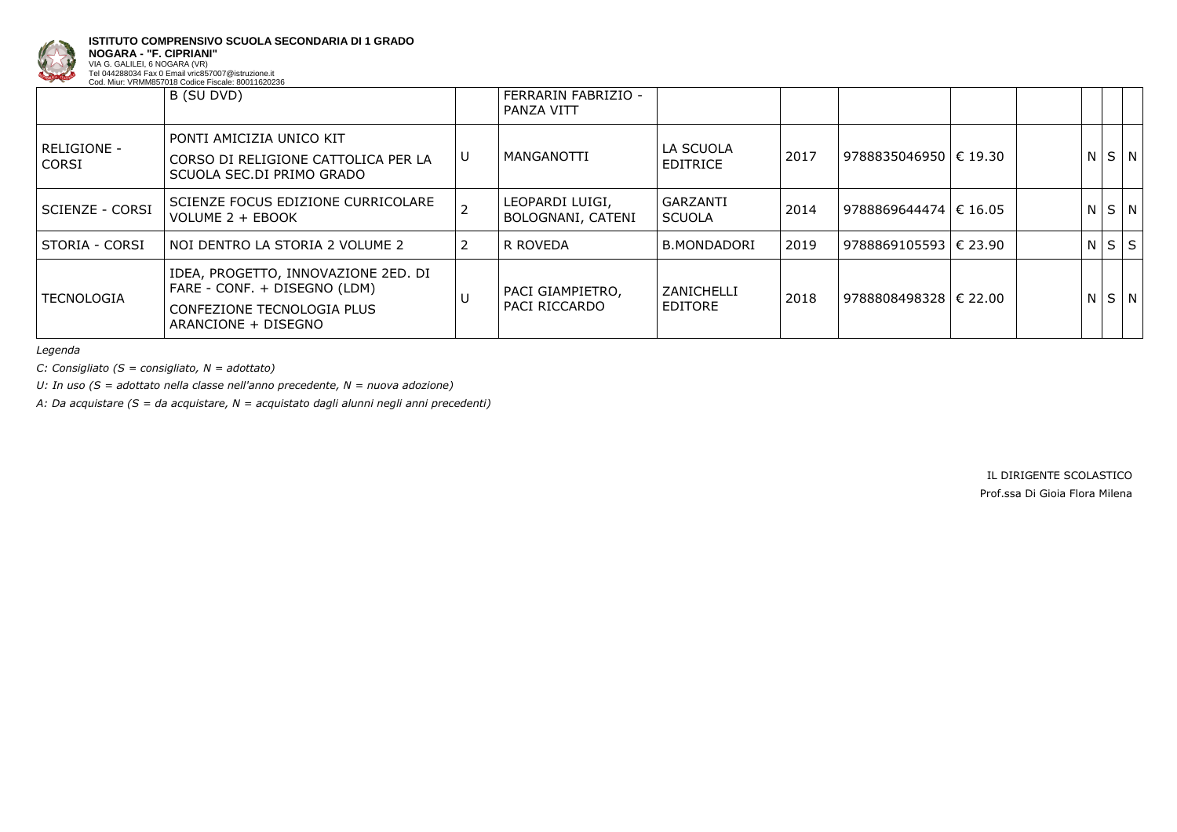| | | | | | | | | | | | |
|---|---|---|---|---|---|---|---|---|---|---|---|
| | B (SU DVD) | | FERRARIN FABRIZIO - PANZA VITT | | | | | | | | |
| RELIGIONE - CORSI | PONTI AMICIZIA UNICO KIT<br>CORSO DI RELIGIONE CATTOLICA PER LA SCUOLA SEC.DI PRIMO GRADO | U | MANGANOTTI | LA SCUOLA EDITRICE | 2017 | 9788835046950 | € 19.30 | | N | S | N |
| SCIENZE - CORSI | SCIENZE FOCUS EDIZIONE CURRICOLARE VOLUME 2 + EBOOK | 2 | LEOPARDI LUIGI, BOLOGNANI, CATENI | GARZANTI SCUOLA | 2014 | 9788869644474 | € 16.05 | | N | S | N |
| STORIA - CORSI | NOI DENTRO LA STORIA 2 VOLUME 2 | 2 | R ROVEDA | B.MONDADORI | 2019 | 9788869105593 | € 23.90 | | N | S | S |
| TECNOLOGIA | IDEA, PROGETTO, INNOVAZIONE 2ED. DI FARE - CONF. + DISEGNO (LDM)<br>CONFEZIONE TECNOLOGIA PLUS ARANCIONE + DISEGNO | U | PACI GIAMPIETRO, PACI RICCARDO | ZANICHELLI EDITORE | 2018 | 9788808498328 | € 22.00 | | N | S | N |

*Legenda*

*C: Consigliato (S = consigliato, N = adottato)*

*U: In uso (S = adottato nella classe nell'anno precedente, N = nuova adozione)*

*A: Da acquistare (S = da acquistare, N = acquistato dagli alunni negli anni precedenti)*

IL DIRIGENTE SCOLASTICO

Prof.ssa Di Gioia Flora Milena